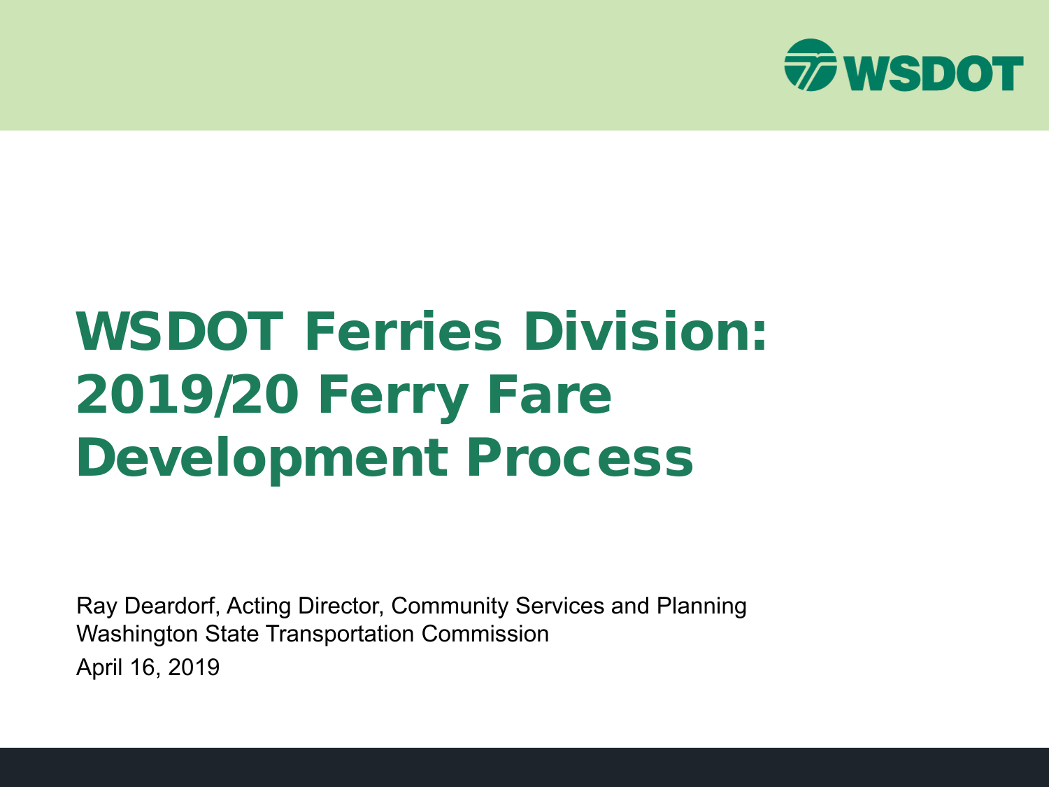WSDOT

# WSDOT Ferries Division: 2019/20 Ferry Fare Development Process

Ray Deardorf, Acting Director, Community Services and Planning
Washington State Transportation Commission
April 16, 2019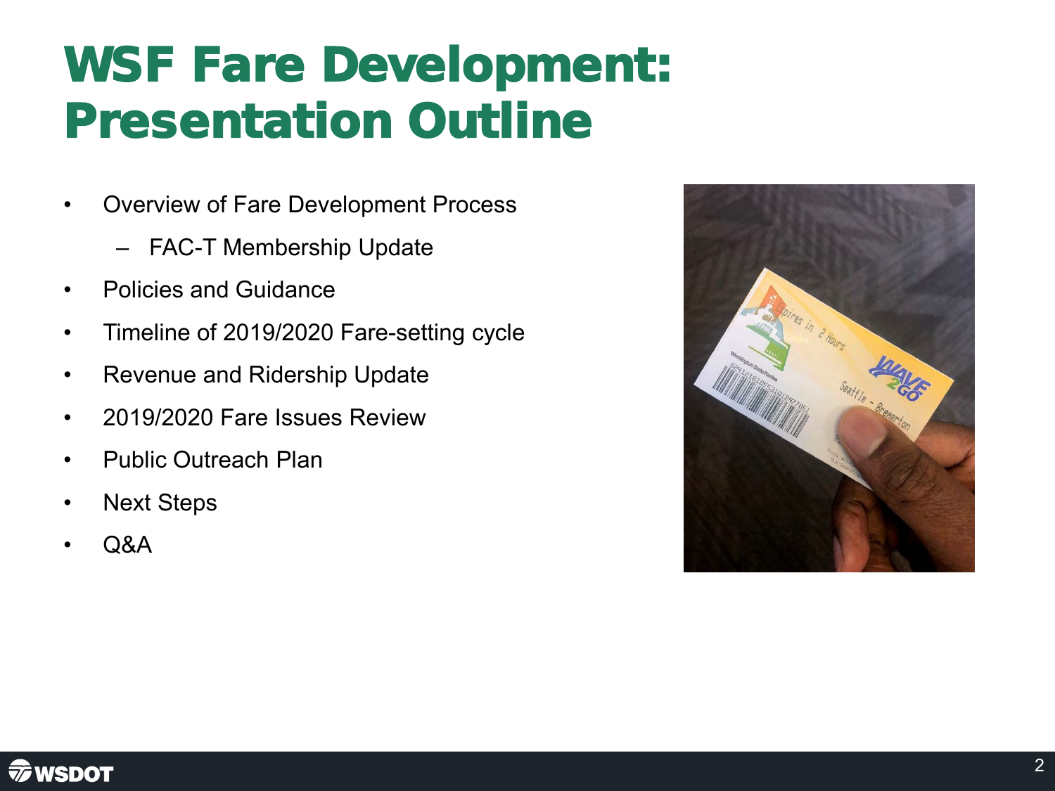# WSF Fare Development: Presentation Outline

- Overview of Fare Development Process
  - FAC-T Membership Update
- Policies and Guidance
- Timeline of 2019/2020 Fare-setting cycle
- Revenue and Ridership Update
- 2019/2020 Fare Issues Review
- Public Outreach Plan
- Next Steps
- Q&A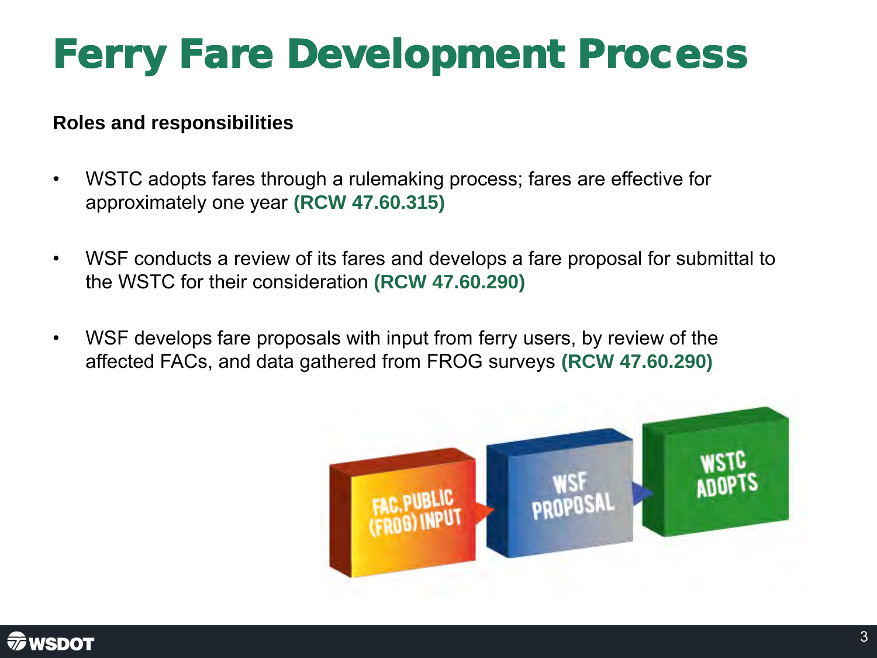# Ferry Fare Development Process

**Roles and responsibilities**

- WSTC adopts fares through a rulemaking process; fares are effective for approximately one year **(RCW 47.60.315)**
- WSF conducts a review of its fares and develops a fare proposal for submittal to the WSTC for their consideration **(RCW 47.60.290)**
- WSF develops fare proposals with input from ferry users, by review of the affected FACs, and data gathered from FROG surveys **(RCW 47.60.290)**

FAC, PUBLIC (FROG) INPUT → WSF PROPOSAL → WSTC ADOPTS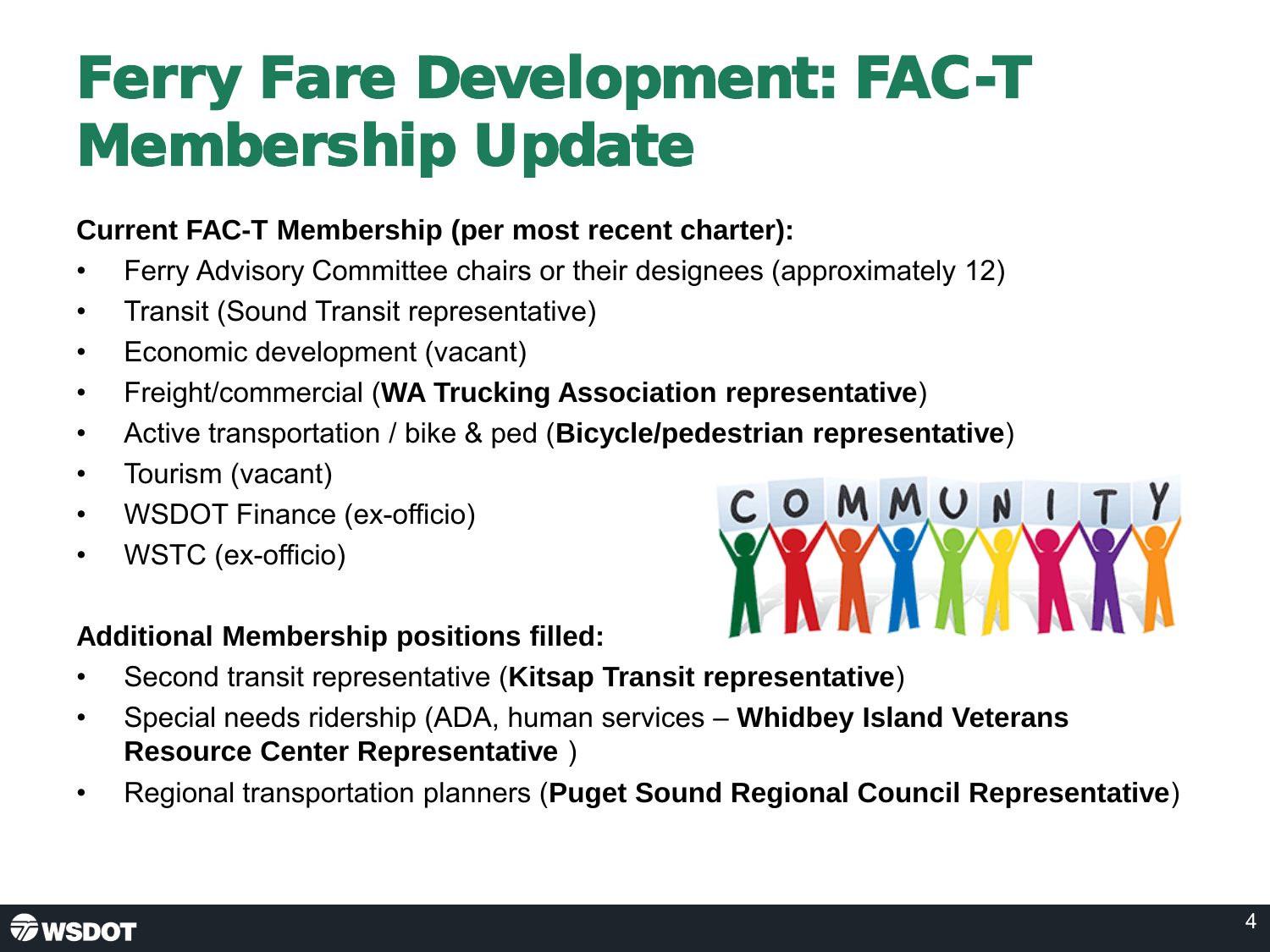# Ferry Fare Development: FAC-T Membership Update

**Current FAC-T Membership (per most recent charter):**

- Ferry Advisory Committee chairs or their designees (approximately 12)
- Transit (Sound Transit representative)
- Economic development (vacant)
- Freight/commercial (**WA Trucking Association representative**)
- Active transportation / bike & ped (**Bicycle/pedestrian representative**)
- Tourism (vacant)
- WSDOT Finance (ex-officio)
- WSTC (ex-officio)

**Additional Membership positions filled:**

- Second transit representative (**Kitsap Transit representative**)
- Special needs ridership (ADA, human services – **Whidbey Island Veterans Resource Center Representative** )
- Regional transportation planners (**Puget Sound Regional Council Representative**)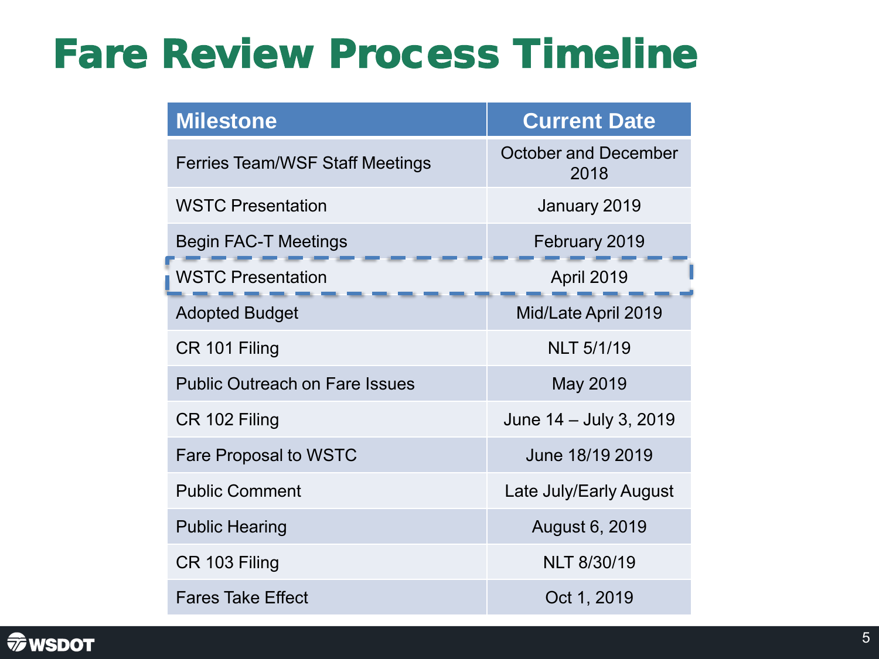# Fare Review Process Timeline

| Milestone | Current Date |
|---|---|
| Ferries Team/WSF Staff Meetings | October and December 2018 |
| WSTC Presentation | January 2019 |
| Begin FAC-T Meetings | February 2019 |
| WSTC Presentation | April 2019 |
| Adopted Budget | Mid/Late April 2019 |
| CR 101 Filing | NLT 5/1/19 |
| Public Outreach on Fare Issues | May 2019 |
| CR 102 Filing | June 14 – July 3, 2019 |
| Fare Proposal to WSTC | June 18/19 2019 |
| Public Comment | Late July/Early August |
| Public Hearing | August 6, 2019 |
| CR 103 Filing | NLT 8/30/19 |
| Fares Take Effect | Oct 1, 2019 |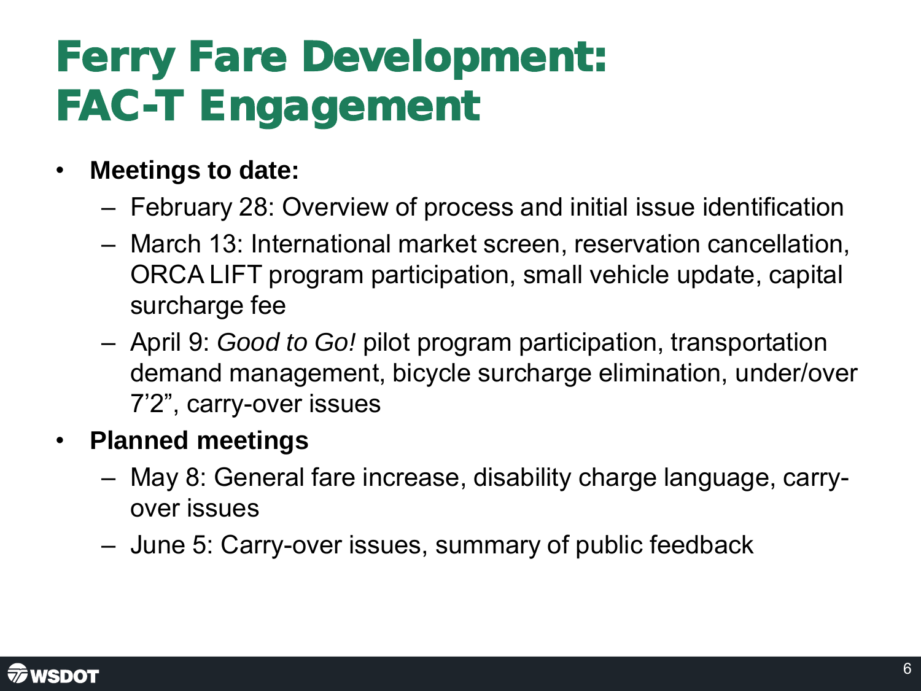# Ferry Fare Development: FAC-T Engagement

- **Meetings to date:**
  - February 28: Overview of process and initial issue identification
  - March 13: International market screen, reservation cancellation, ORCA LIFT program participation, small vehicle update, capital surcharge fee
  - April 9: *Good to Go!* pilot program participation, transportation demand management, bicycle surcharge elimination, under/over 7'2", carry-over issues
- **Planned meetings**
  - May 8: General fare increase, disability charge language, carry-over issues
  - June 5: Carry-over issues, summary of public feedback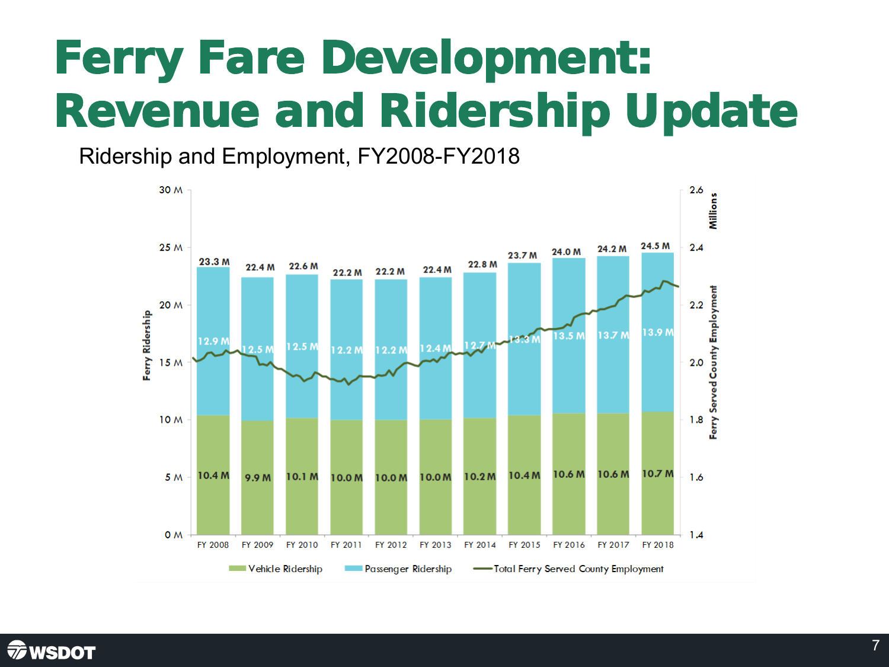# Ferry Fare Development: Revenue and Ridership Update

Ridership and Employment, FY2008-FY2018

| | FY 2008 | FY 2009 | FY 2010 | FY 2011 | FY 2012 | FY 2013 | FY 2014 | FY 2015 | FY 2016 | FY 2017 | FY 2018 |
|---|---|---|---|---|---|---|---|---|---|---|---|
| Vehicle Ridership | 10.4 M | 9.9 M | 10.1 M | 10.0 M | 10.0 M | 10.0 M | 10.2 M | 10.4 M | 10.6 M | 10.6 M | 10.7 M |
| Passenger Ridership | 12.9 M | 12.5 M | 12.5 M | 12.2 M | 12.2 M | 12.4 M | 12.7 M | 13.3 M | 13.5 M | 13.7 M | 13.9 M |
| Total Ferry Ridership | 23.3 M | 22.4 M | 22.6 M | 22.2 M | 22.2 M | 22.4 M | 22.8 M | 23.7 M | 24.0 M | 24.2 M | 24.5 M |

Left axis: Ferry Ridership (0 M – 30 M). Right axis: Ferry Served County Employment, Millions (1.4 – 2.6).

Legend: Vehicle Ridership; Passenger Ridership; Total Ferry Served County Employment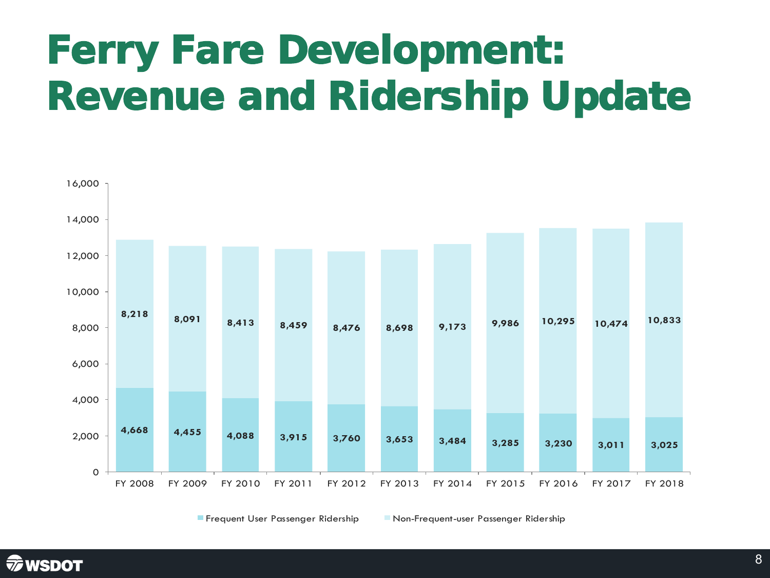# Ferry Fare Development: Revenue and Ridership Update

| Fiscal Year | Frequent User Passenger Ridership | Non-Frequent-user Passenger Ridership |
|---|---|---|
| FY 2008 | 4,668 | 8,218 |
| FY 2009 | 4,455 | 8,091 |
| FY 2010 | 4,088 | 8,413 |
| FY 2011 | 3,915 | 8,459 |
| FY 2012 | 3,760 | 8,476 |
| FY 2013 | 3,653 | 8,698 |
| FY 2014 | 3,484 | 9,173 |
| FY 2015 | 3,285 | 9,986 |
| FY 2016 | 3,230 | 10,295 |
| FY 2017 | 3,011 | 10,474 |
| FY 2018 | 3,025 | 10,833 |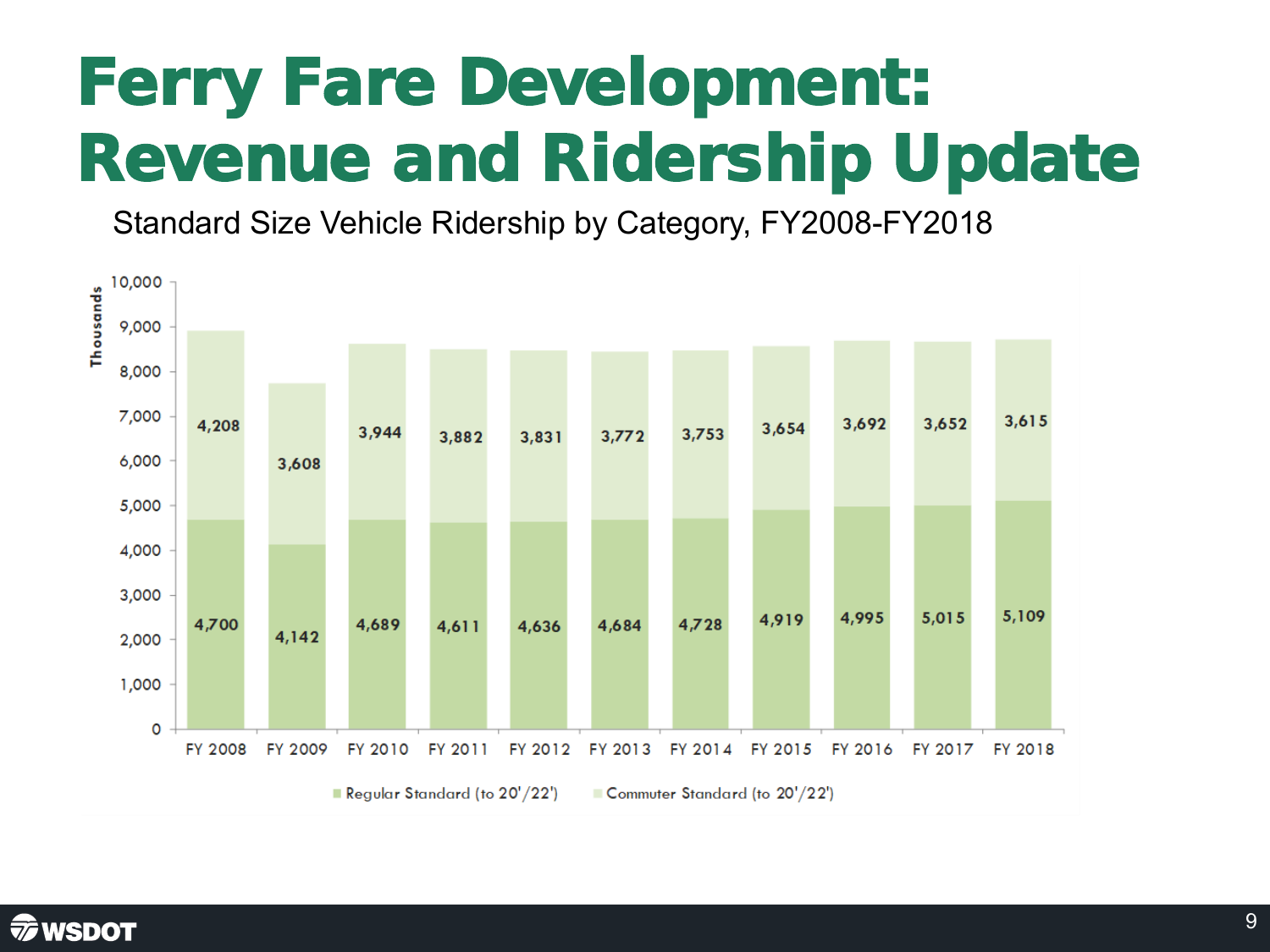# Ferry Fare Development: Revenue and Ridership Update

Standard Size Vehicle Ridership by Category, FY2008-FY2018

| Thousands | FY 2008 | FY 2009 | FY 2010 | FY 2011 | FY 2012 | FY 2013 | FY 2014 | FY 2015 | FY 2016 | FY 2017 | FY 2018 |
|---|---|---|---|---|---|---|---|---|---|---|---|
| Commuter Standard (to 20'/22') | 4,208 | 3,608 | 3,944 | 3,882 | 3,831 | 3,772 | 3,753 | 3,654 | 3,692 | 3,652 | 3,615 |
| Regular Standard (to 20'/22') | 4,700 | 4,142 | 4,689 | 4,611 | 4,636 | 4,684 | 4,728 | 4,919 | 4,995 | 5,015 | 5,109 |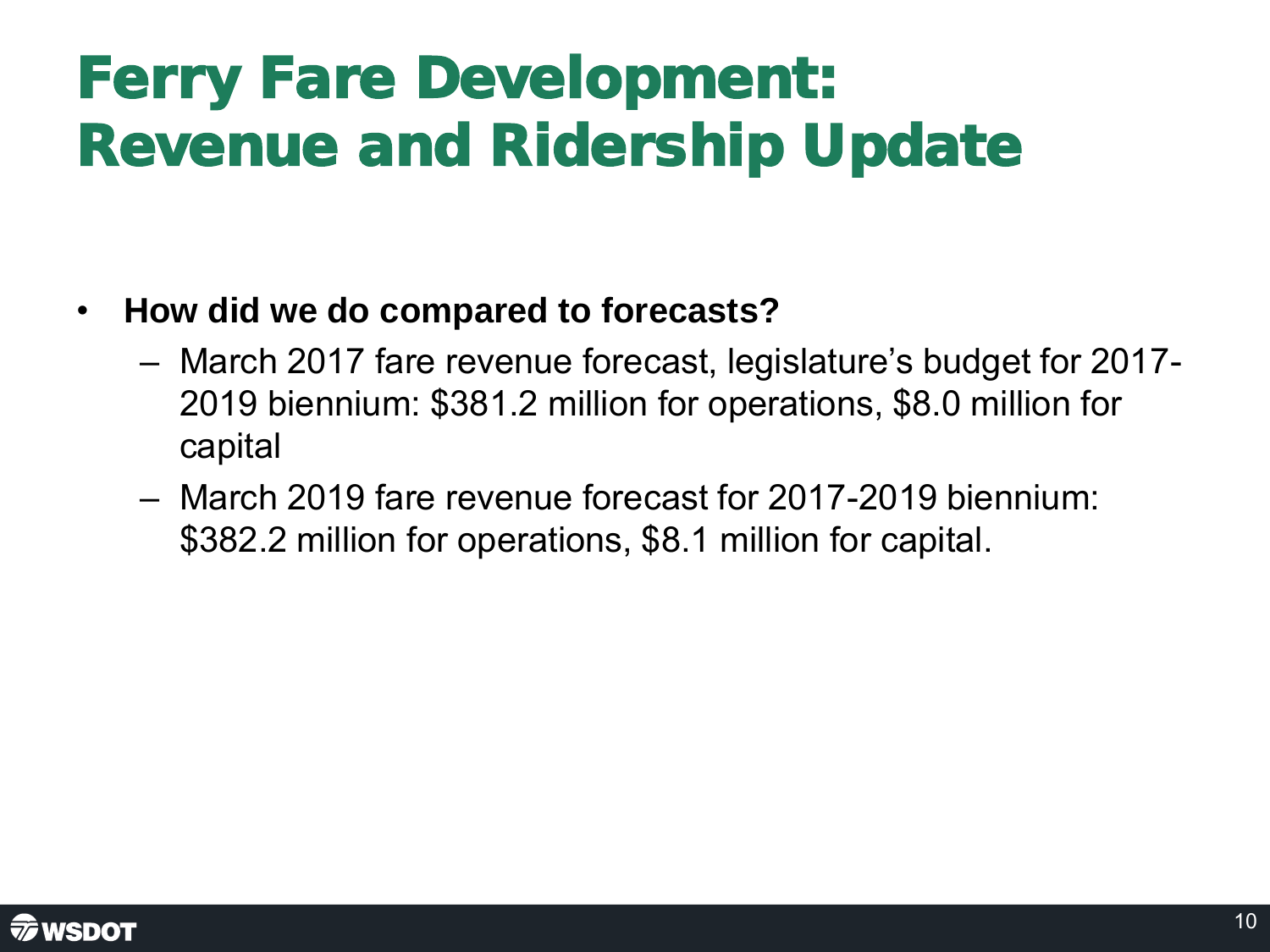# Ferry Fare Development: Revenue and Ridership Update

- **How did we do compared to forecasts?**
  - March 2017 fare revenue forecast, legislature's budget for 2017-2019 biennium: $381.2 million for operations, $8.0 million for capital
  - March 2019 fare revenue forecast for 2017-2019 biennium: $382.2 million for operations, $8.1 million for capital.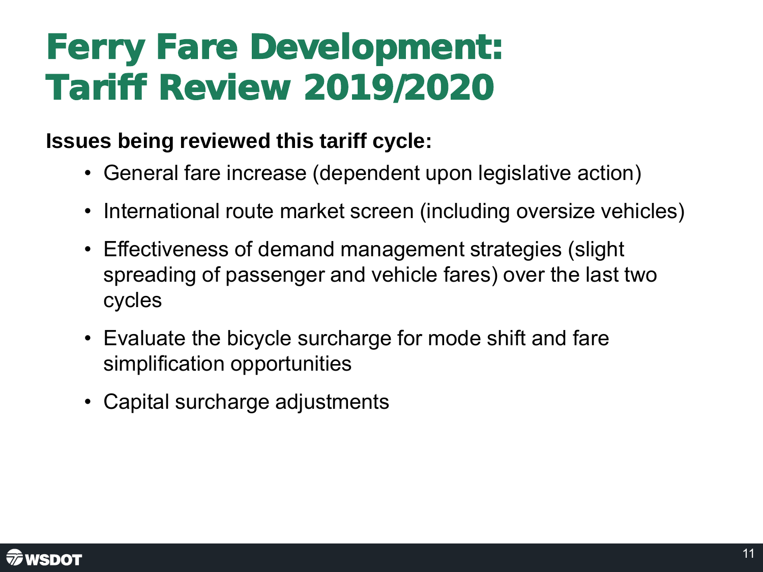# Ferry Fare Development: Tariff Review 2019/2020

**Issues being reviewed this tariff cycle:**

- General fare increase (dependent upon legislative action)
- International route market screen (including oversize vehicles)
- Effectiveness of demand management strategies (slight spreading of passenger and vehicle fares) over the last two cycles
- Evaluate the bicycle surcharge for mode shift and fare simplification opportunities
- Capital surcharge adjustments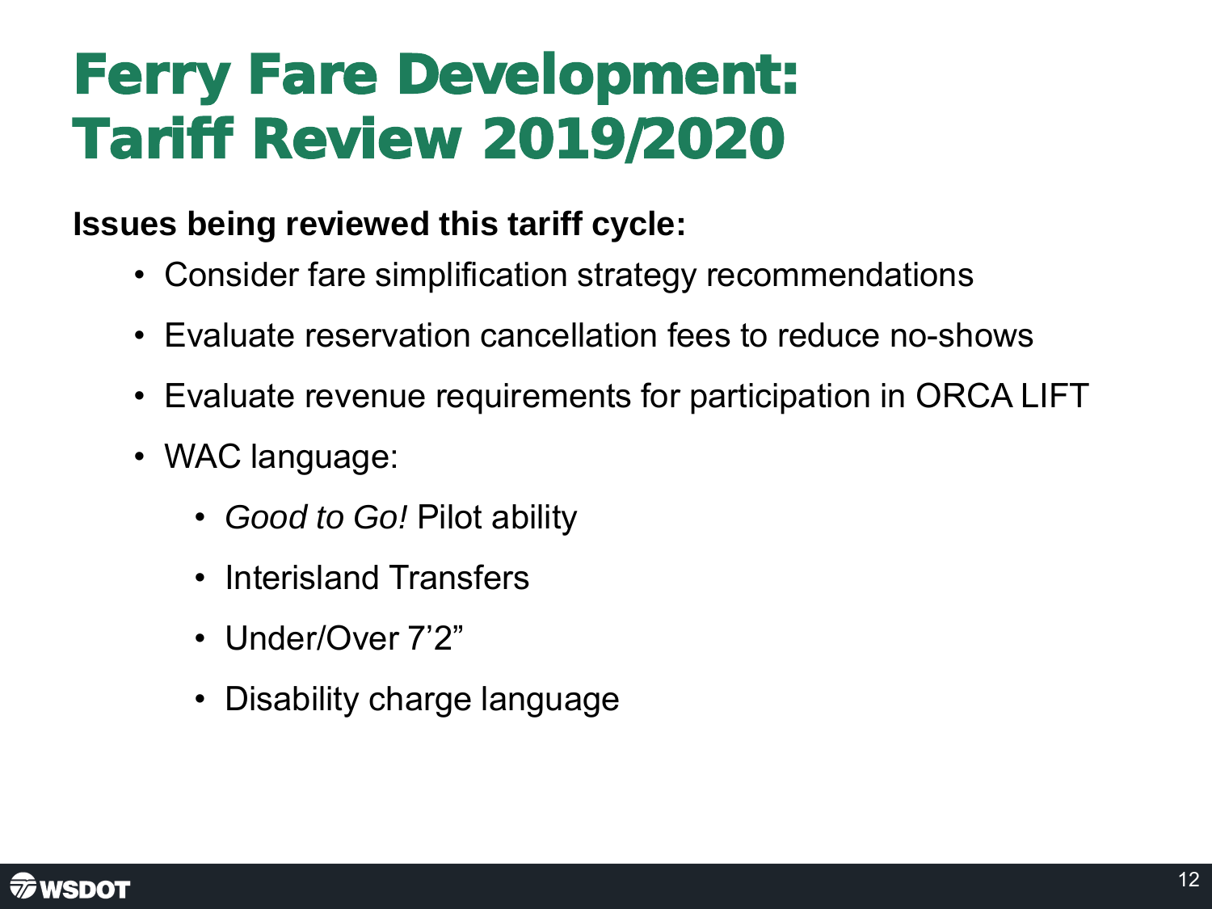# Ferry Fare Development: Tariff Review 2019/2020

**Issues being reviewed this tariff cycle:**

- Consider fare simplification strategy recommendations
- Evaluate reservation cancellation fees to reduce no-shows
- Evaluate revenue requirements for participation in ORCA LIFT
- WAC language:
  - *Good to Go!* Pilot ability
  - Interisland Transfers
  - Under/Over 7’2”
  - Disability charge language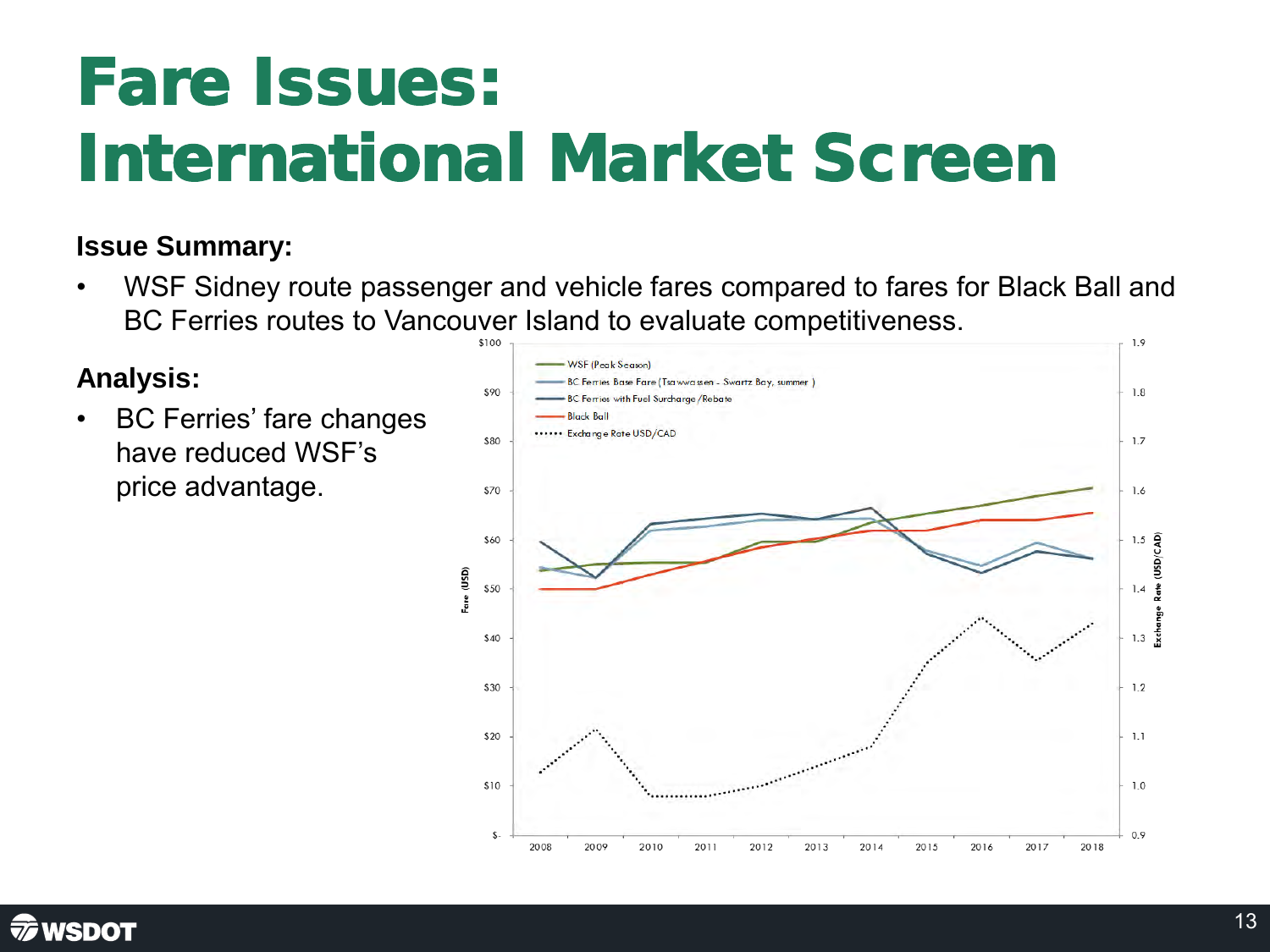# Fare Issues: International Market Screen

**Issue Summary:**

- WSF Sidney route passenger and vehicle fares compared to fares for Black Ball and BC Ferries routes to Vancouver Island to evaluate competitiveness.

**Analysis:**

- BC Ferries' fare changes have reduced WSF's price advantage.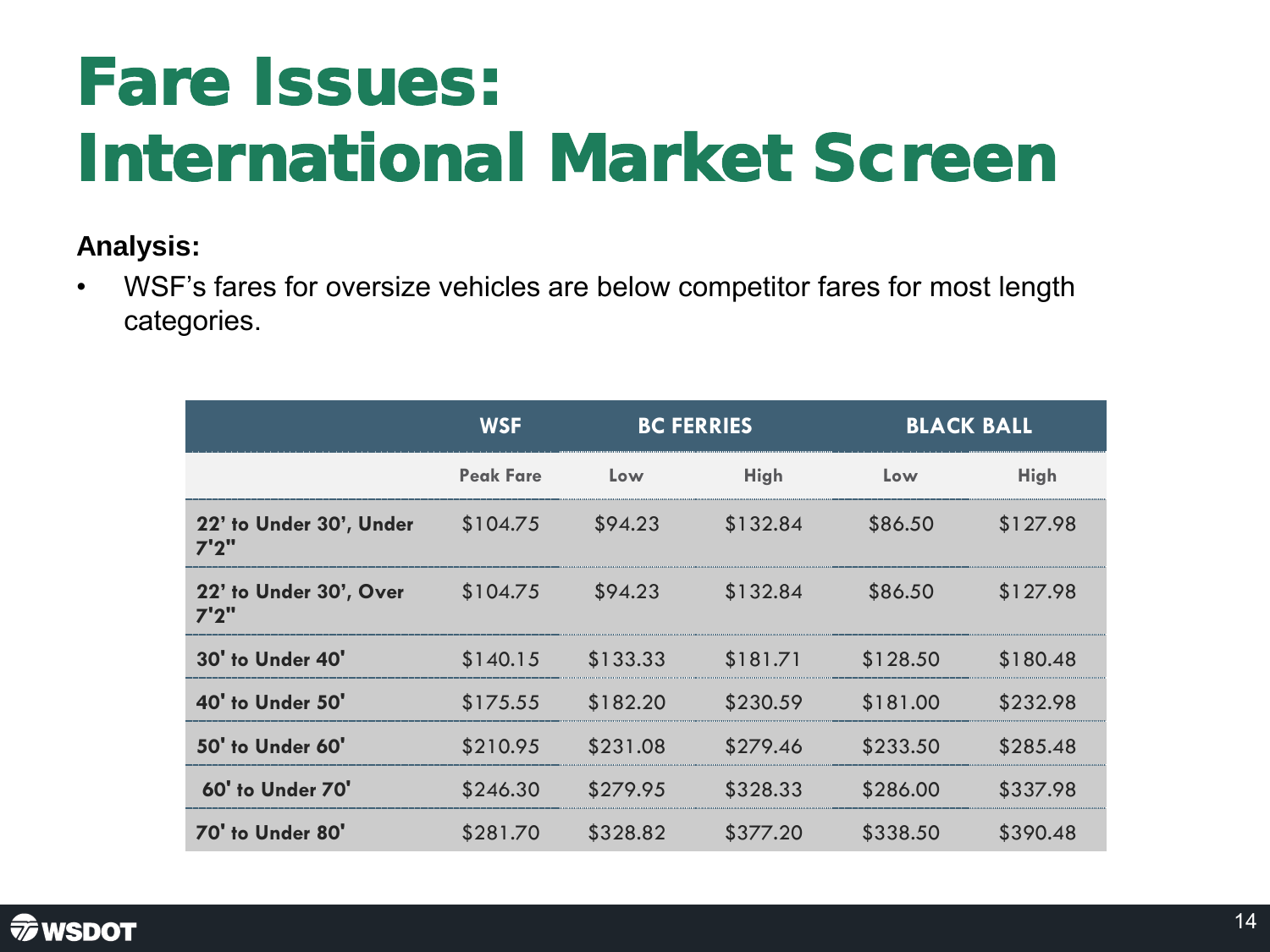# Fare Issues: International Market Screen

**Analysis:**

- WSF's fares for oversize vehicles are below competitor fares for most length categories.

| | WSF | BC FERRIES | | BLACK BALL | |
|---|---|---|---|---|---|
| | Peak Fare | Low | High | Low | High |
| 22' to Under 30', Under 7'2" | $104.75 | $94.23 | $132.84 | $86.50 | $127.98 |
| 22' to Under 30', Over 7'2" | $104.75 | $94.23 | $132.84 | $86.50 | $127.98 |
| 30' to Under 40' | $140.15 | $133.33 | $181.71 | $128.50 | $180.48 |
| 40' to Under 50' | $175.55 | $182.20 | $230.59 | $181.00 | $232.98 |
| 50' to Under 60' | $210.95 | $231.08 | $279.46 | $233.50 | $285.48 |
| 60' to Under 70' | $246.30 | $279.95 | $328.33 | $286.00 | $337.98 |
| 70' to Under 80' | $281.70 | $328.82 | $377.20 | $338.50 | $390.48 |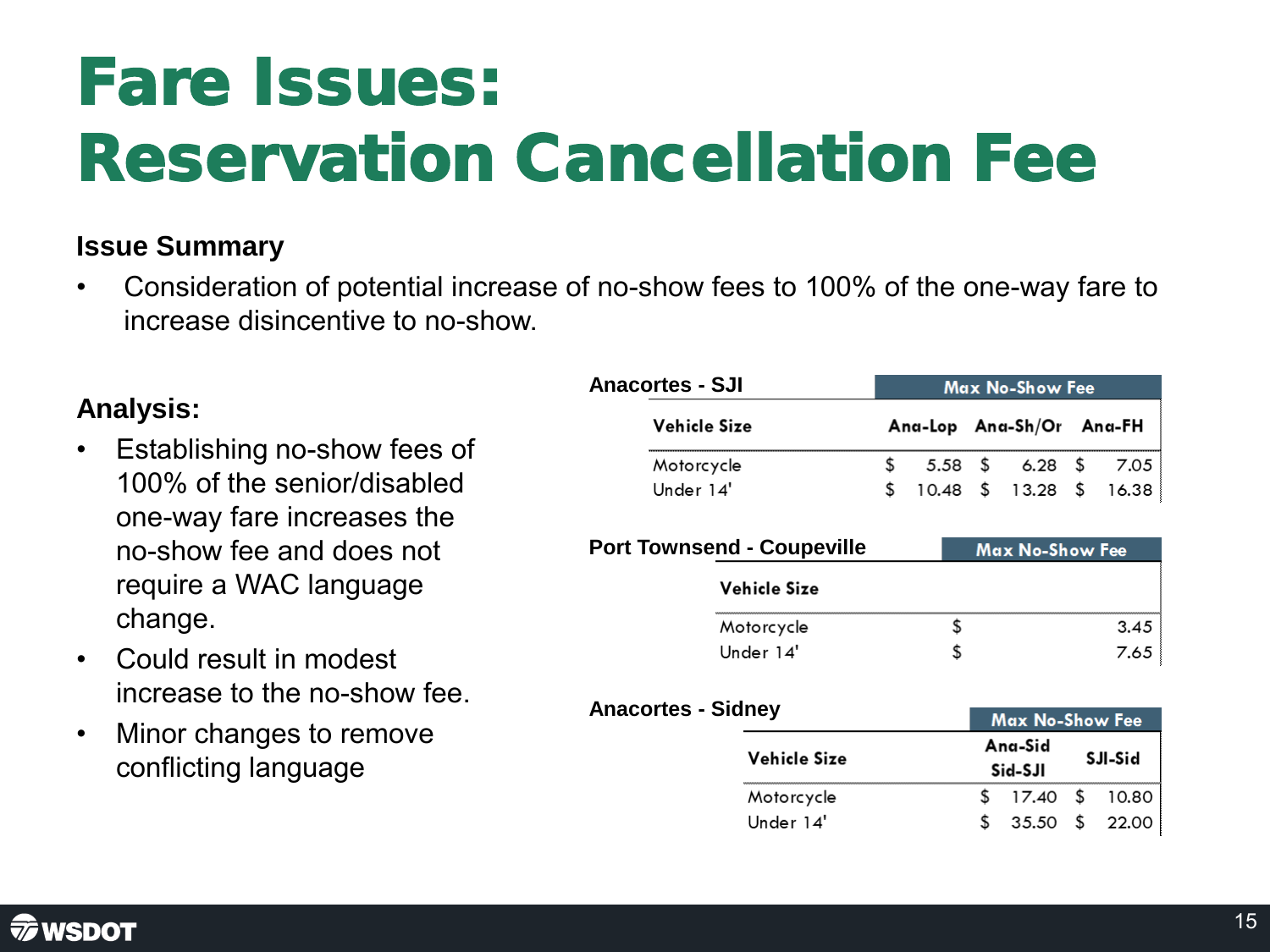# Fare Issues: Reservation Cancellation Fee

**Issue Summary**

- Consideration of potential increase of no-show fees to 100% of the one-way fare to increase disincentive to no-show.

**Analysis:**

- Establishing no-show fees of 100% of the senior/disabled one-way fare increases the no-show fee and does not require a WAC language change.
- Could result in modest increase to the no-show fee.
- Minor changes to remove conflicting language

**Anacortes - SJI**

| | Max No-Show Fee | | |
|---|---|---|---|
| Vehicle Size | Ana-Lop | Ana-Sh/Or | Ana-FH |
| Motorcycle | $ 5.58 | $ 6.28 | $ 7.05 |
| Under 14' | $ 10.48 | $ 13.28 | $ 16.38 |

**Port Townsend - Coupeville**

| Vehicle Size | Max No-Show Fee |
|---|---|
| Motorcycle | $ 3.45 |
| Under 14' | $ 7.65 |

**Anacortes - Sidney**

| | Max No-Show Fee | |
|---|---|---|
| Vehicle Size | Ana-Sid Sid-SJI | SJI-Sid |
| Motorcycle | $ 17.40 | $ 10.80 |
| Under 14' | $ 35.50 | $ 22.00 |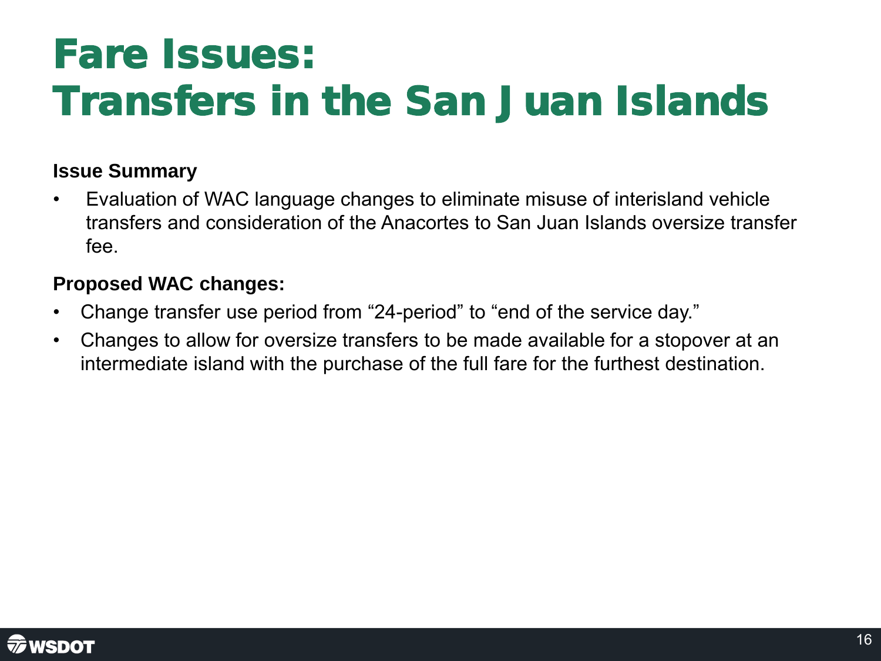# Fare Issues: Transfers in the San Juan Islands

**Issue Summary**

- Evaluation of WAC language changes to eliminate misuse of interisland vehicle transfers and consideration of the Anacortes to San Juan Islands oversize transfer fee.

**Proposed WAC changes:**

- Change transfer use period from “24-period” to “end of the service day.”
- Changes to allow for oversize transfers to be made available for a stopover at an intermediate island with the purchase of the full fare for the furthest destination.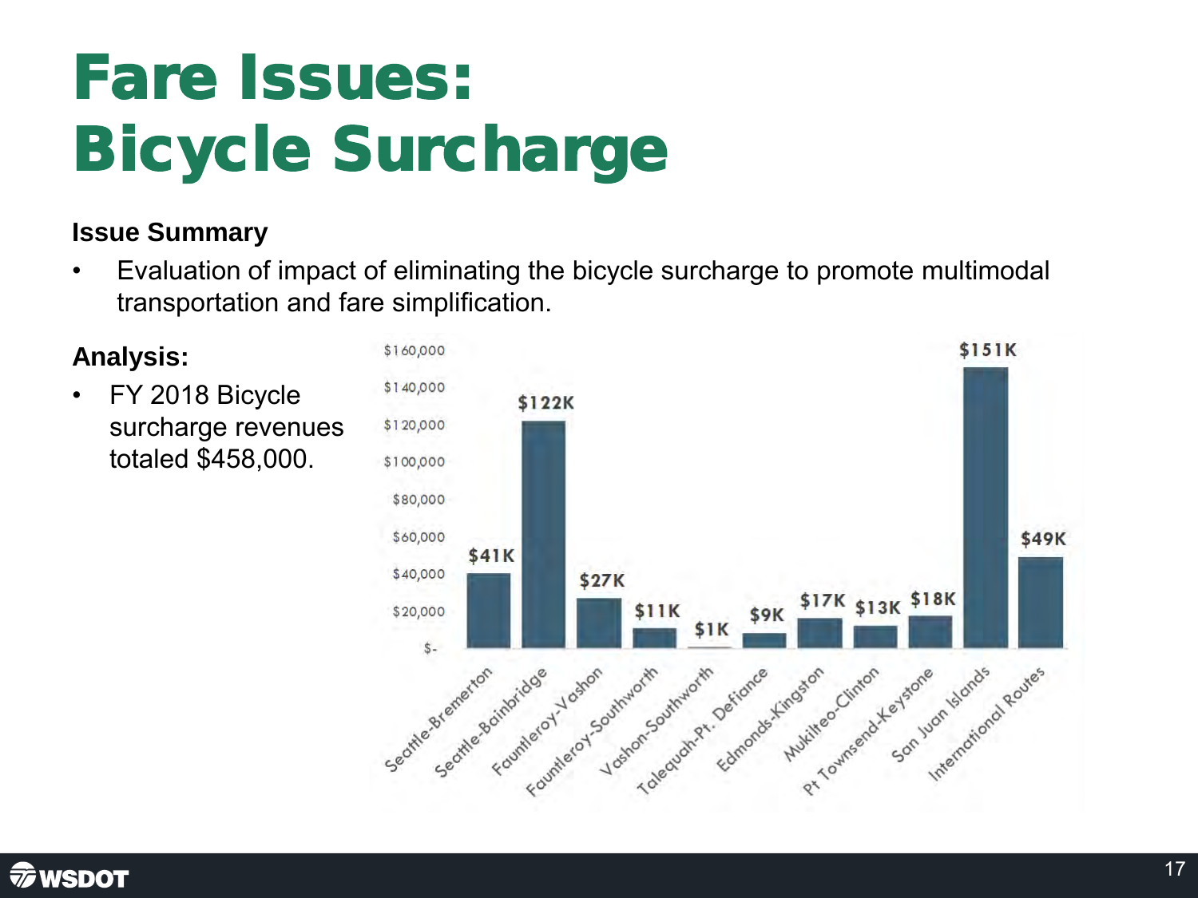# Fare Issues: Bicycle Surcharge

**Issue Summary**

- Evaluation of impact of eliminating the bicycle surcharge to promote multimodal transportation and fare simplification.

**Analysis:**

- FY 2018 Bicycle surcharge revenues totaled $458,000.

| Route | Revenue |
|---|---|
| Seattle-Bremerton | $41K |
| Seattle-Bainbridge | $122K |
| Fauntleroy-Vashon | $27K |
| Fauntleroy-Southworth | $11K |
| Vashon-Southworth | $1K |
| Talequah-Pt. Defiance | $9K |
| Edmonds-Kingston | $17K |
| Mukilteo-Clinton | $13K |
| Pt Townsend-Keystone | $18K |
| San Juan Islands | $151K |
| International Routes | $49K |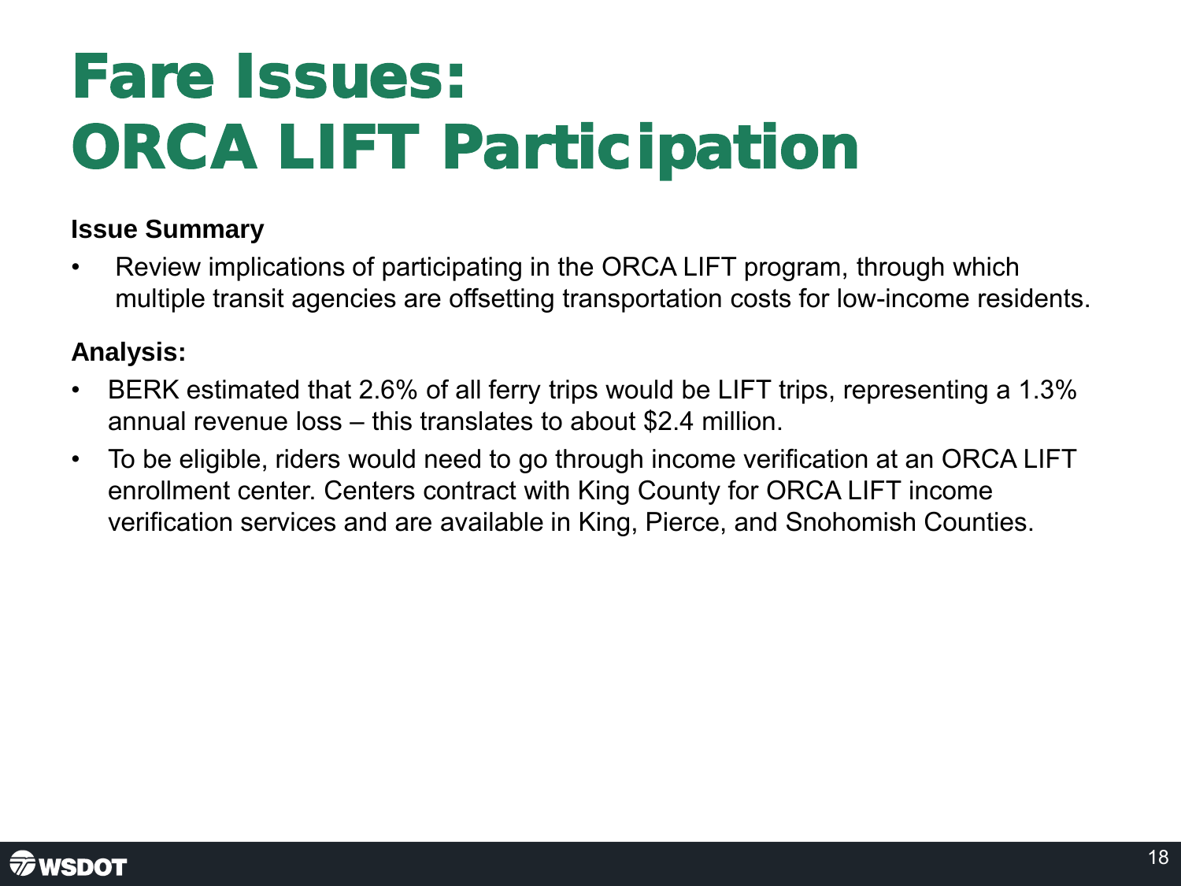# Fare Issues: ORCA LIFT Participation

**Issue Summary**

- Review implications of participating in the ORCA LIFT program, through which multiple transit agencies are offsetting transportation costs for low-income residents.

**Analysis:**

- BERK estimated that 2.6% of all ferry trips would be LIFT trips, representing a 1.3% annual revenue loss – this translates to about $2.4 million.
- To be eligible, riders would need to go through income verification at an ORCA LIFT enrollment center. Centers contract with King County for ORCA LIFT income verification services and are available in King, Pierce, and Snohomish Counties.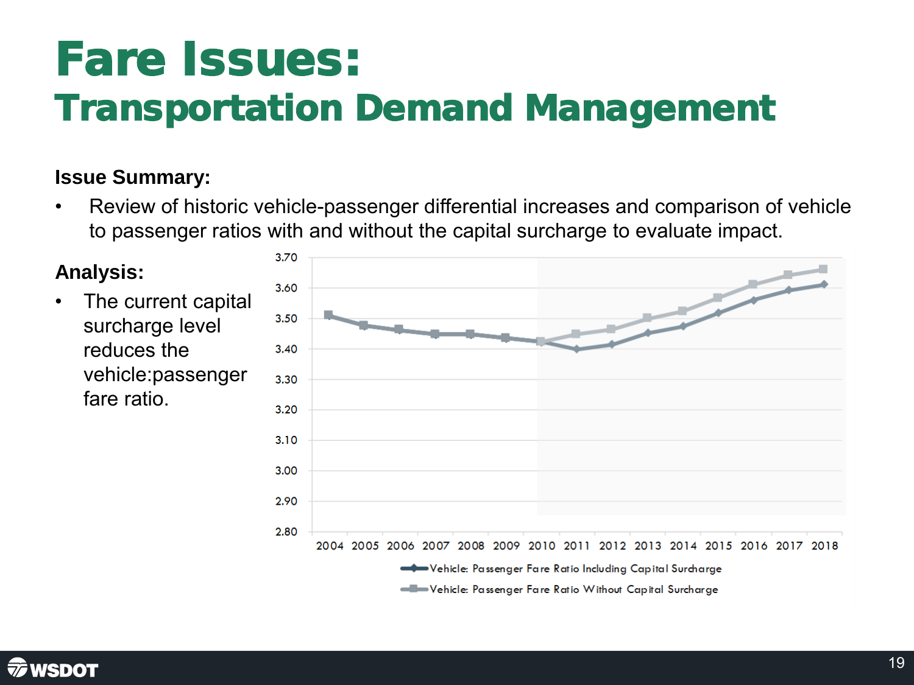# Fare Issues:
## Transportation Demand Management

**Issue Summary:**

- Review of historic vehicle-passenger differential increases and comparison of vehicle to passenger ratios with and without the capital surcharge to evaluate impact.

**Analysis:**

- The current capital surcharge level reduces the vehicle:passenger fare ratio.

| Year | Vehicle: Passenger Fare Ratio Including Capital Surcharge | Vehicle: Passenger Fare Ratio Without Capital Surcharge |
|---|---|---|
| 2004 | 3.51 | 3.51 |
| 2005 | 3.48 | 3.48 |
| 2006 | 3.46 | 3.46 |
| 2007 | 3.45 | 3.45 |
| 2008 | 3.45 | 3.45 |
| 2009 | 3.44 | 3.44 |
| 2010 | 3.42 | 3.42 |
| 2011 | 3.40 | 3.45 |
| 2012 | 3.41 | 3.46 |
| 2013 | 3.45 | 3.50 |
| 2014 | 3.47 | 3.52 |
| 2015 | 3.52 | 3.57 |
| 2016 | 3.56 | 3.61 |
| 2017 | 3.59 | 3.64 |
| 2018 | 3.61 | 3.66 |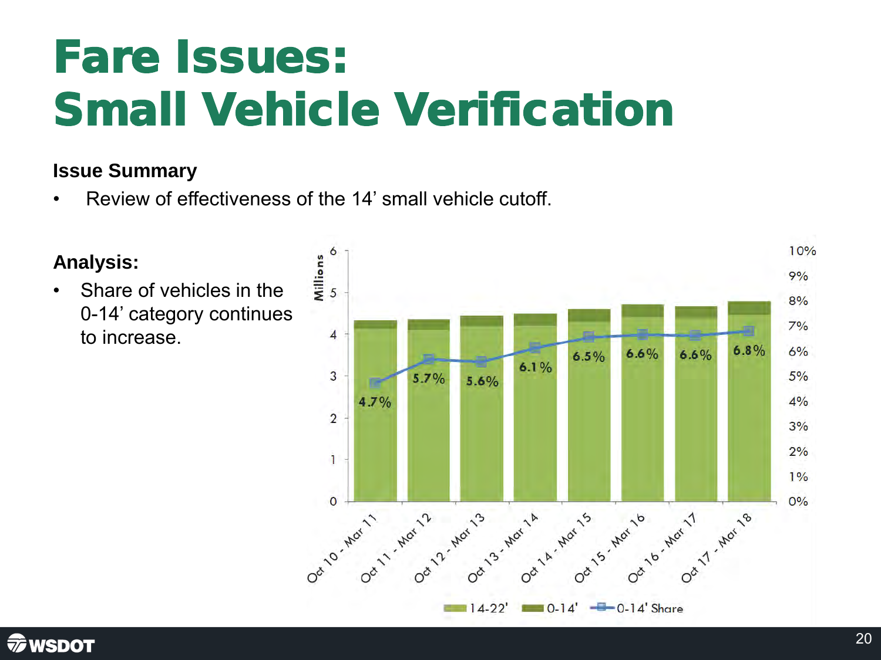# Fare Issues: Small Vehicle Verification

**Issue Summary**

- Review of effectiveness of the 14' small vehicle cutoff.

**Analysis:**

- Share of vehicles in the 0-14' category continues to increase.

| Period | 0-14' Share |
|---|---|
| Oct 10 - Mar 11 | 4.7% |
| Oct 11 - Mar 12 | 5.7% |
| Oct 12 - Mar 13 | 5.6% |
| Oct 13 - Mar 14 | 6.1% |
| Oct 14 - Mar 15 | 6.5% |
| Oct 15 - Mar 16 | 6.6% |
| Oct 16 - Mar 17 | 6.6% |
| Oct 17 - Mar 18 | 6.8% |

Legend: 14-22', 0-14', 0-14' Share (left axis: Millions, 0–6; right axis: 0%–10%)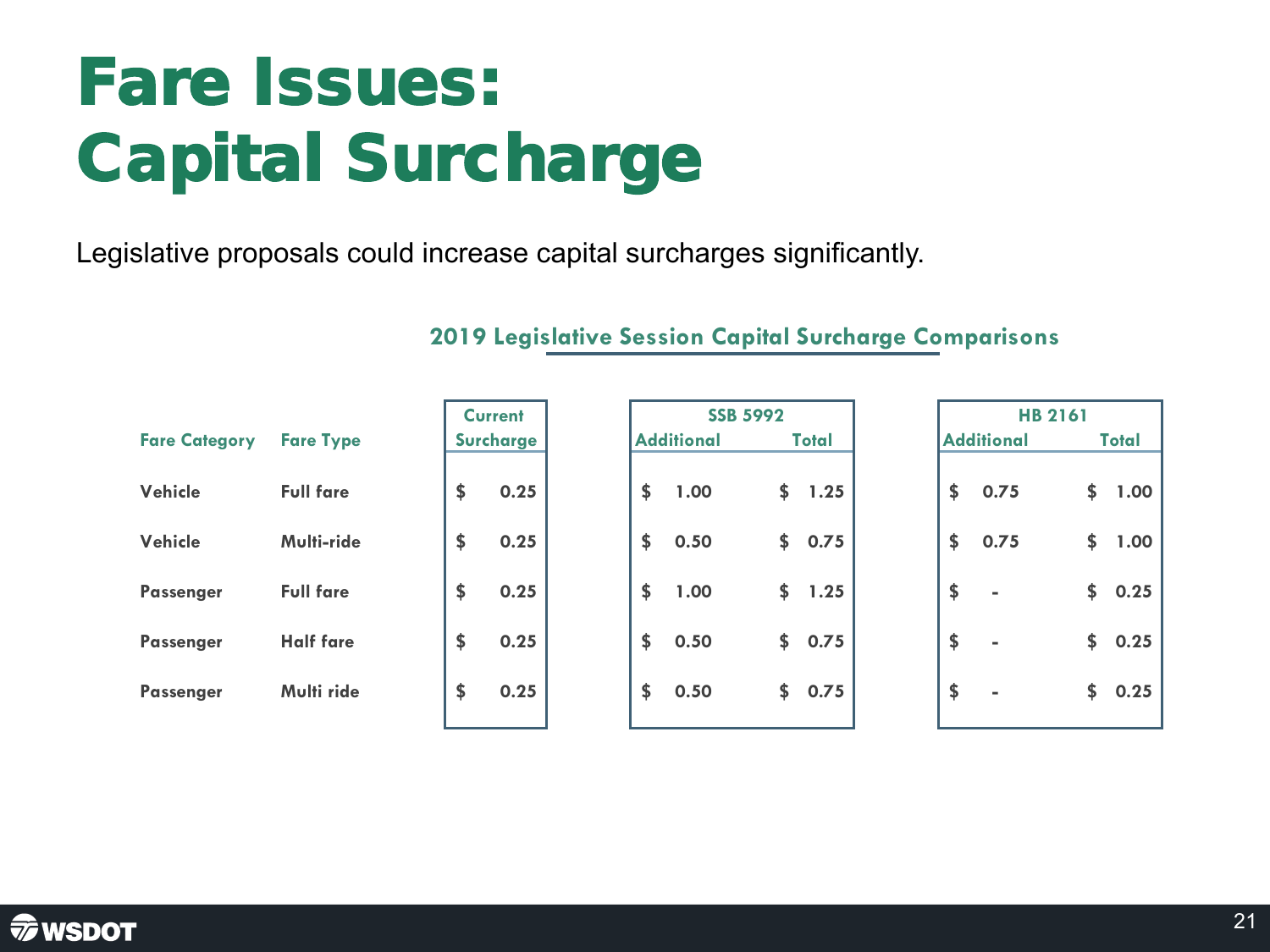# Fare Issues: Capital Surcharge

Legislative proposals could increase capital surcharges significantly.

**2019 Legislative Session Capital Surcharge Comparisons**

| Fare Category | Fare Type | Current Surcharge | SSB 5992 | | HB 2161 | |
|---|---|---|---|---|---|---|
| | | | Additional | Total | Additional | Total |
| Vehicle | Full fare | $ 0.25 | $ 1.00 | $ 1.25 | $ 0.75 | $ 1.00 |
| Vehicle | Multi-ride | $ 0.25 | $ 0.50 | $ 0.75 | $ 0.75 | $ 1.00 |
| Passenger | Full fare | $ 0.25 | $ 1.00 | $ 1.25 | $ - | $ 0.25 |
| Passenger | Half fare | $ 0.25 | $ 0.50 | $ 0.75 | $ - | $ 0.25 |
| Passenger | Multi ride | $ 0.25 | $ 0.50 | $ 0.75 | $ - | $ 0.25 |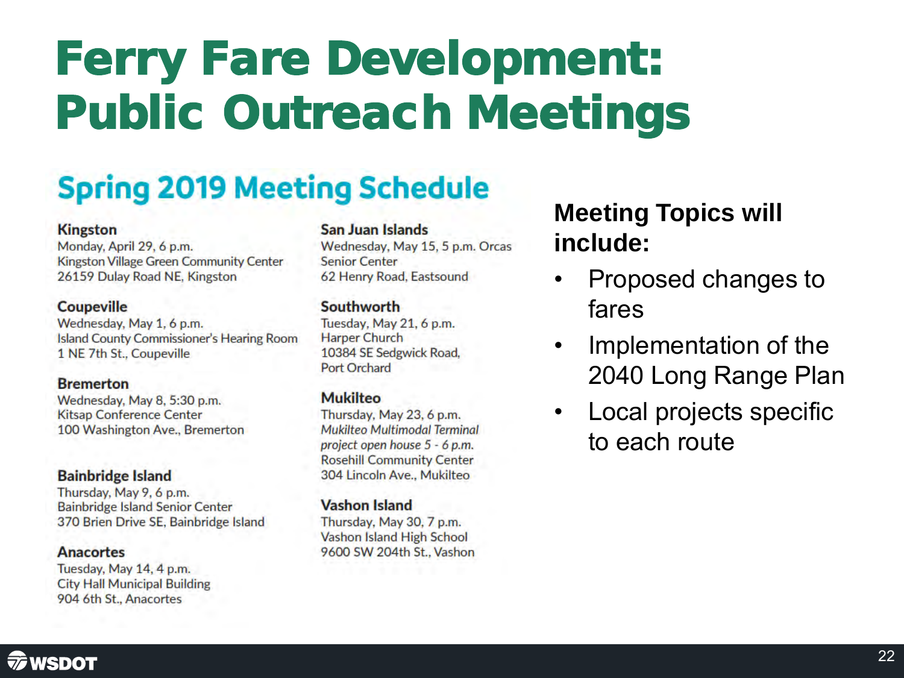# Ferry Fare Development: Public Outreach Meetings

## Spring 2019 Meeting Schedule

**Kingston**
Monday, April 29, 6 p.m.
Kingston Village Green Community Center
26159 Dulay Road NE, Kingston

**Coupeville**
Wednesday, May 1, 6 p.m.
Island County Commissioner's Hearing Room
1 NE 7th St., Coupeville

**Bremerton**
Wednesday, May 8, 5:30 p.m.
Kitsap Conference Center
100 Washington Ave., Bremerton

**Bainbridge Island**
Thursday, May 9, 6 p.m.
Bainbridge Island Senior Center
370 Brien Drive SE, Bainbridge Island

**Anacortes**
Tuesday, May 14, 4 p.m.
City Hall Municipal Building
904 6th St., Anacortes

**San Juan Islands**
Wednesday, May 15, 5 p.m. Orcas
Senior Center
62 Henry Road, Eastsound

**Southworth**
Tuesday, May 21, 6 p.m.
Harper Church
10384 SE Sedgwick Road,
Port Orchard

**Mukilteo**
Thursday, May 23, 6 p.m.
*Mukilteo Multimodal Terminal project open house 5 - 6 p.m.*
Rosehill Community Center
304 Lincoln Ave., Mukilteo

**Vashon Island**
Thursday, May 30, 7 p.m.
Vashon Island High School
9600 SW 204th St., Vashon

**Meeting Topics will include:**

- Proposed changes to fares
- Implementation of the 2040 Long Range Plan
- Local projects specific to each route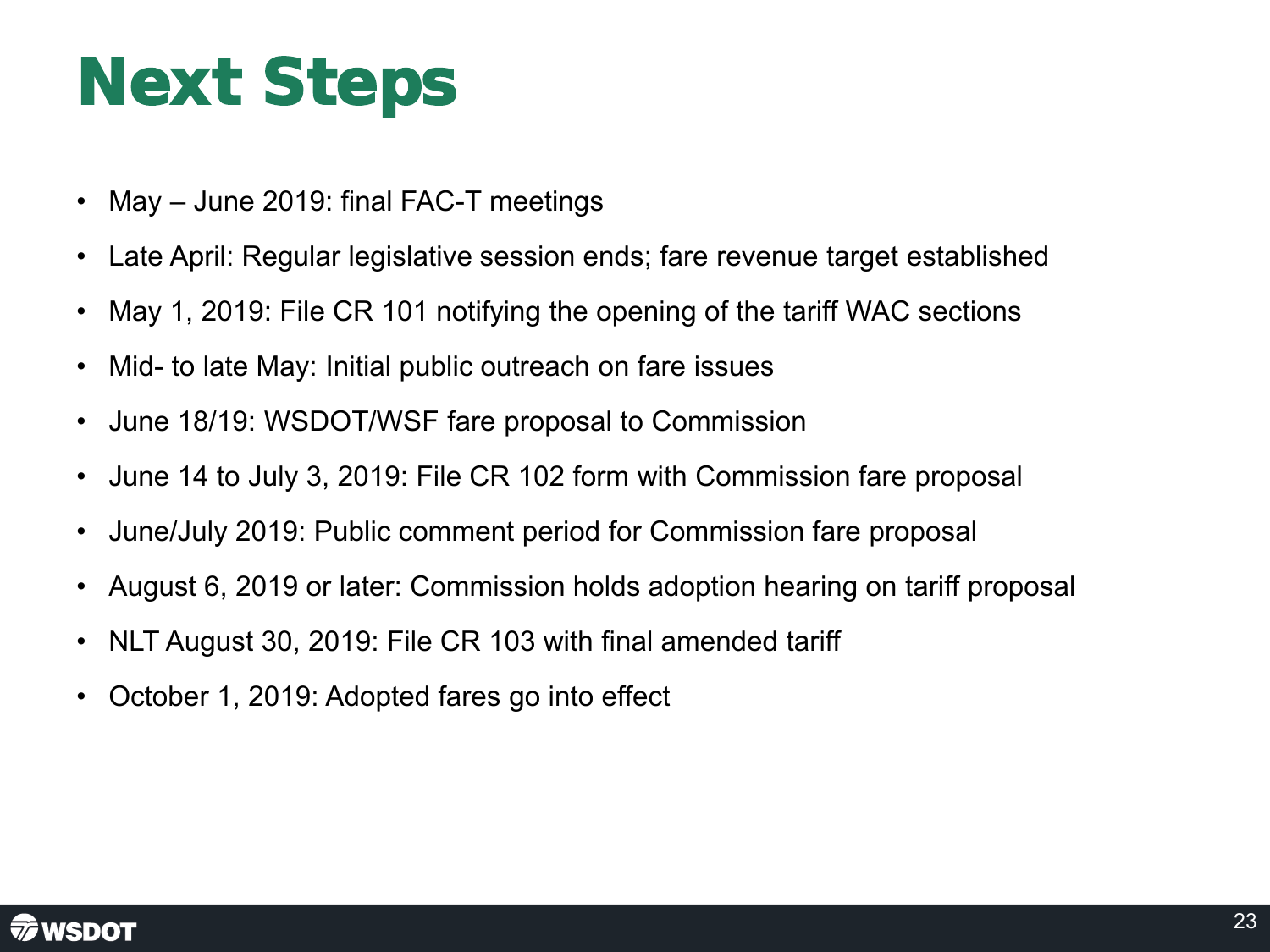# Next Steps

- May – June 2019: final FAC-T meetings
- Late April: Regular legislative session ends; fare revenue target established
- May 1, 2019: File CR 101 notifying the opening of the tariff WAC sections
- Mid- to late May: Initial public outreach on fare issues
- June 18/19: WSDOT/WSF fare proposal to Commission
- June 14 to July 3, 2019: File CR 102 form with Commission fare proposal
- June/July 2019: Public comment period for Commission fare proposal
- August 6, 2019 or later: Commission holds adoption hearing on tariff proposal
- NLT August 30, 2019: File CR 103 with final amended tariff
- October 1, 2019: Adopted fares go into effect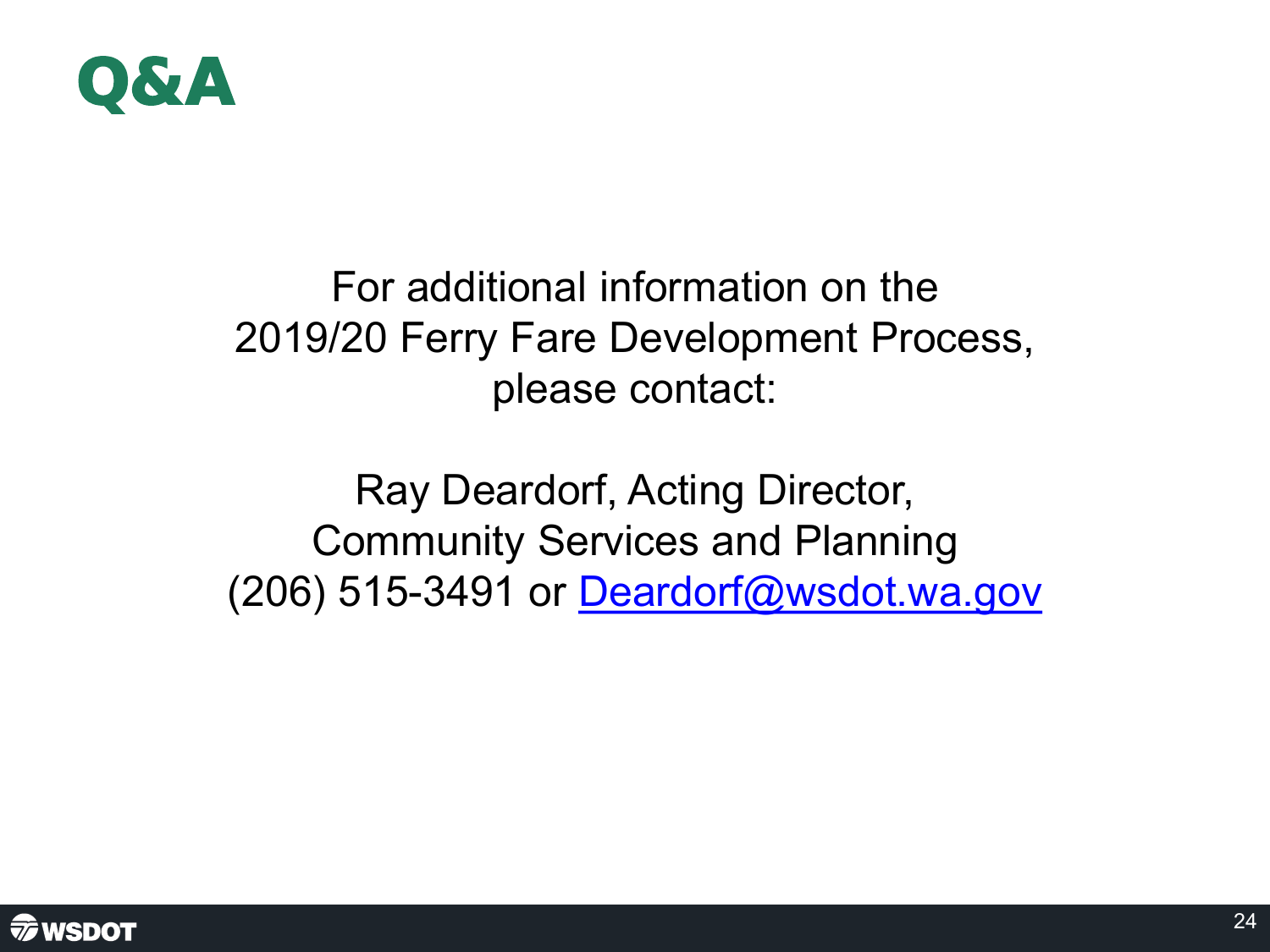# Q&A

For additional information on the 2019/20 Ferry Fare Development Process, please contact:

Ray Deardorf, Acting Director,
Community Services and Planning
(206) 515-3491 or Deardorf@wsdot.wa.gov